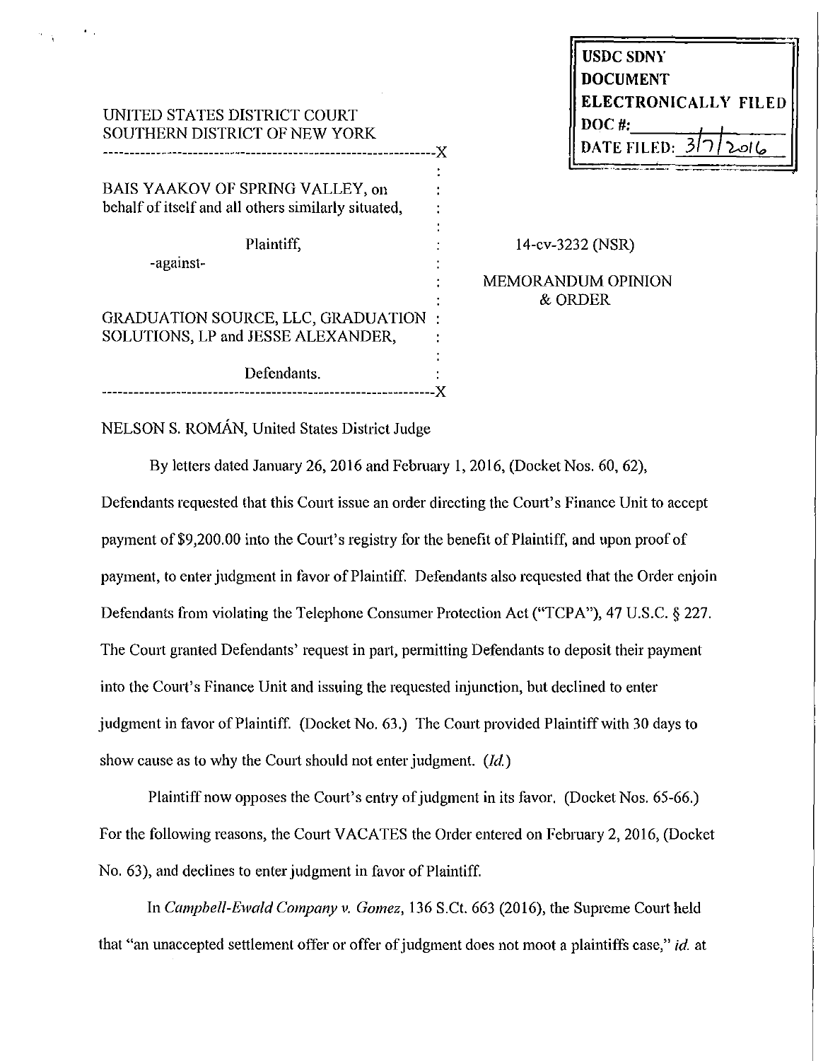UNITED STATES DISTRICT COURT
SOUTHERN DISTRICT OF NEW YORK

| | |
|---|---|
| BAIS YAAKOV OF SPRING VALLEY, on behalf of itself and all others similarly situated, Plaintiff, -against- GRADUATION SOURCE, LLC, GRADUATION SOLUTIONS, LP and JESSE ALEXANDER, Defendants. | 14-cv-3232 (NSR) MEMORANDUM OPINION & ORDER |

USDC SDNY
DOCUMENT
ELECTRONICALLY FILED
DOC #:
DATE FILED: 3/7/2016

NELSON S. ROMÁN, United States District Judge

By letters dated January 26, 2016 and February 1, 2016, (Docket Nos. 60, 62), Defendants requested that this Court issue an order directing the Court's Finance Unit to accept payment of $9,200.00 into the Court's registry for the benefit of Plaintiff, and upon proof of payment, to enter judgment in favor of Plaintiff. Defendants also requested that the Order enjoin Defendants from violating the Telephone Consumer Protection Act ("TCPA"), 47 U.S.C. § 227. The Court granted Defendants' request in part, permitting Defendants to deposit their payment into the Court's Finance Unit and issuing the requested injunction, but declined to enter judgment in favor of Plaintiff. (Docket No. 63.) The Court provided Plaintiff with 30 days to show cause as to why the Court should not enter judgment. (*Id.*)

Plaintiff now opposes the Court's entry of judgment in its favor. (Docket Nos. 65-66.) For the following reasons, the Court VACATES the Order entered on February 2, 2016, (Docket No. 63), and declines to enter judgment in favor of Plaintiff.

In *Campbell-Ewald Company v. Gomez*, 136 S.Ct. 663 (2016), the Supreme Court held that "an unaccepted settlement offer or offer of judgment does not moot a plaintiffs case," *id.* at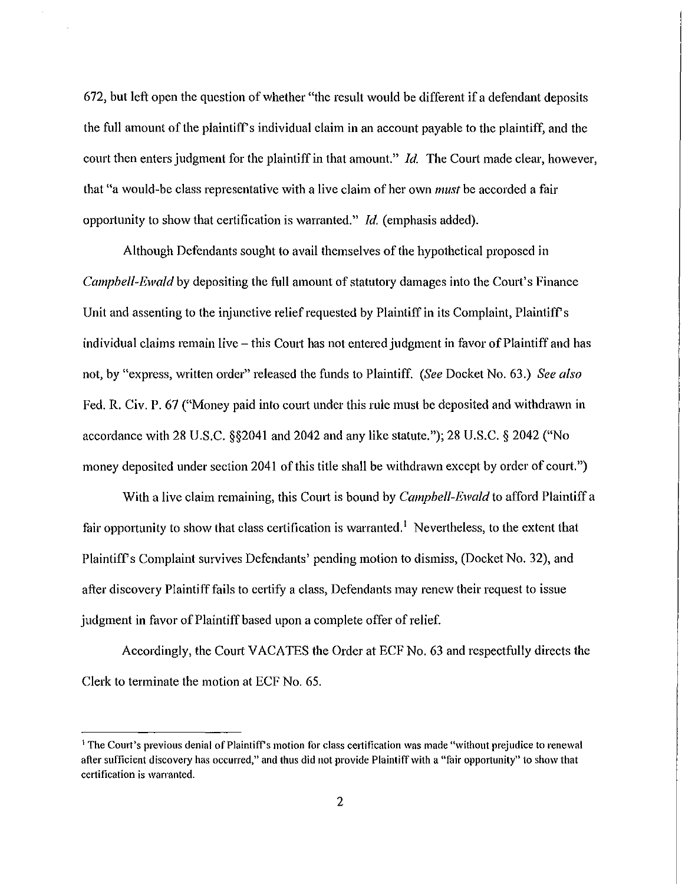672, but left open the question of whether "the result would be different if a defendant deposits the full amount of the plaintiff's individual claim in an account payable to the plaintiff, and the court then enters judgment for the plaintiff in that amount." *Id.* The Court made clear, however, that "a would-be class representative with a live claim of her own *must* be accorded a fair opportunity to show that certification is warranted." *Id.* (emphasis added).

Although Defendants sought to avail themselves of the hypothetical proposed in *Campbell-Ewald* by depositing the full amount of statutory damages into the Court's Finance Unit and assenting to the injunctive relief requested by Plaintiff in its Complaint, Plaintiff's individual claims remain live – this Court has not entered judgment in favor of Plaintiff and has not, by "express, written order" released the funds to Plaintiff. (*See* Docket No. 63.) *See also* Fed. R. Civ. P. 67 ("Money paid into court under this rule must be deposited and withdrawn in accordance with 28 U.S.C. §§2041 and 2042 and any like statute."); 28 U.S.C. § 2042 ("No money deposited under section 2041 of this title shall be withdrawn except by order of court.")

With a live claim remaining, this Court is bound by *Campbell-Ewald* to afford Plaintiff a fair opportunity to show that class certification is warranted.[1] Nevertheless, to the extent that Plaintiff's Complaint survives Defendants' pending motion to dismiss, (Docket No. 32), and after discovery Plaintiff fails to certify a class, Defendants may renew their request to issue judgment in favor of Plaintiff based upon a complete offer of relief.

Accordingly, the Court VACATES the Order at ECF No. 63 and respectfully directs the Clerk to terminate the motion at ECF No. 65.

---

[1] The Court's previous denial of Plaintiff's motion for class certification was made "without prejudice to renewal after sufficient discovery has occurred," and thus did not provide Plaintiff with a "fair opportunity" to show that certification is warranted.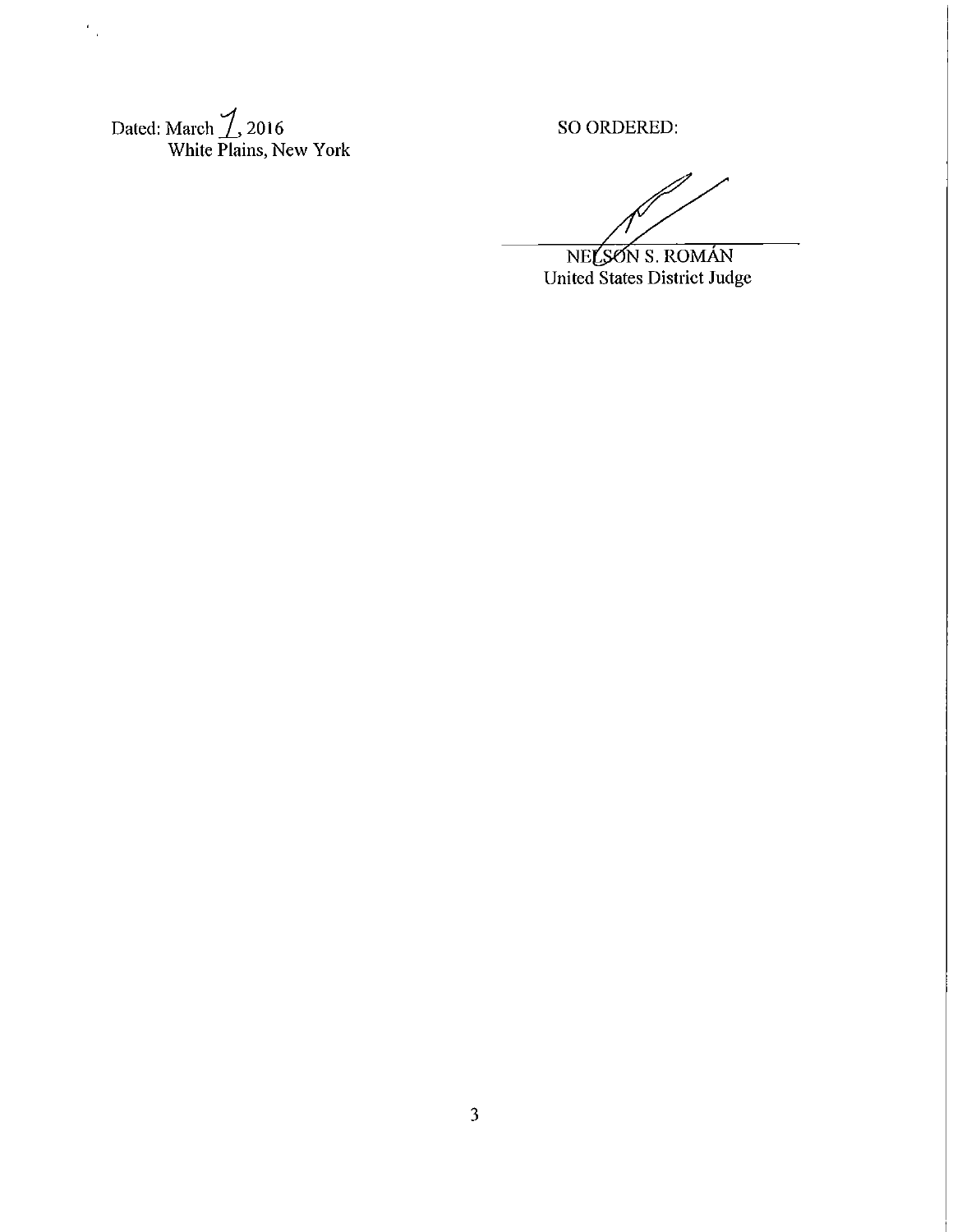Dated: March 7, 2016
White Plains, New York

SO ORDERED:

NELSON S. ROMÁN
United States District Judge